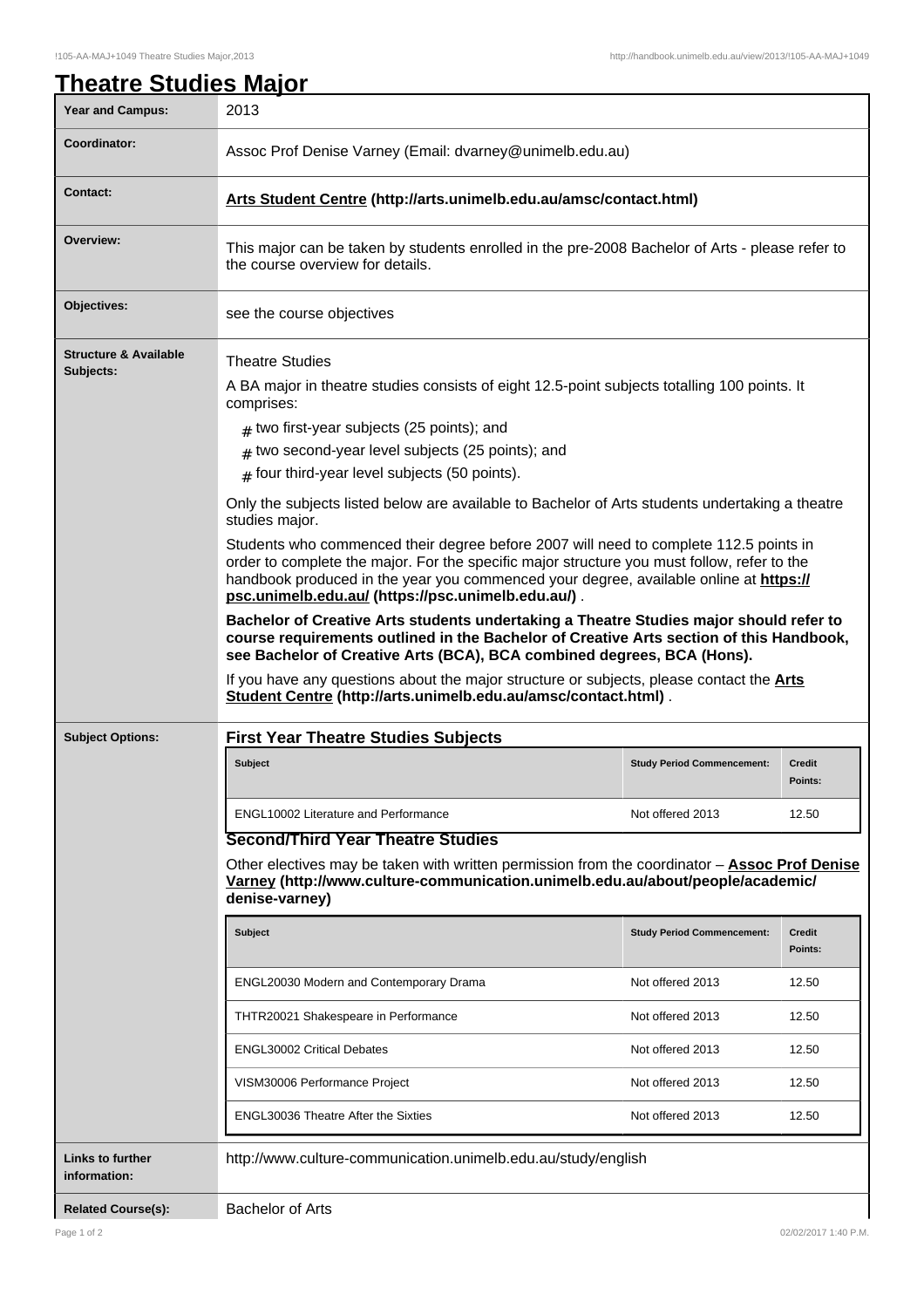# Theatre Studies Major

| | |
|---|---|
| **Year and Campus:** | 2013 |
| **Coordinator:** | Assoc Prof Denise Varney (Email: dvarney@unimelb.edu.au) |
| **Contact:** | **Arts Student Centre (http://arts.unimelb.edu.au/amsc/contact.html)** |
| **Overview:** | This major can be taken by students enrolled in the pre-2008 Bachelor of Arts - please refer to the course overview for details. |
| **Objectives:** | see the course objectives |

**Structure & Available Subjects:**

Theatre Studies

A BA major in theatre studies consists of eight 12.5-point subjects totalling 100 points. It comprises:

- two first-year subjects (25 points); and
- two second-year level subjects (25 points); and
- four third-year level subjects (50 points).

Only the subjects listed below are available to Bachelor of Arts students undertaking a theatre studies major.

Students who commenced their degree before 2007 will need to complete 112.5 points in order to complete the major. For the specific major structure you must follow, refer to the handbook produced in the year you commenced your degree, available online at **https://psc.unimelb.edu.au/ (https://psc.unimelb.edu.au/)** .

**Bachelor of Creative Arts students undertaking a Theatre Studies major should refer to course requirements outlined in the Bachelor of Creative Arts section of this Handbook, see Bachelor of Creative Arts (BCA), BCA combined degrees, BCA (Hons).**

If you have any questions about the major structure or subjects, please contact the **Arts Student Centre (http://arts.unimelb.edu.au/amsc/contact.html)** .

**Subject Options:**

## First Year Theatre Studies Subjects

| Subject | Study Period Commencement: | Credit Points: |
|---|---|---|
| ENGL10002 Literature and Performance | Not offered 2013 | 12.50 |

## Second/Third Year Theatre Studies

Other electives may be taken with written permission from the coordinator – **Assoc Prof Denise Varney (http://www.culture-communication.unimelb.edu.au/about/people/academic/denise-varney)**

| Subject | Study Period Commencement: | Credit Points: |
|---|---|---|
| ENGL20030 Modern and Contemporary Drama | Not offered 2013 | 12.50 |
| THTR20021 Shakespeare in Performance | Not offered 2013 | 12.50 |
| ENGL30002 Critical Debates | Not offered 2013 | 12.50 |
| VISM30006 Performance Project | Not offered 2013 | 12.50 |
| ENGL30036 Theatre After the Sixties | Not offered 2013 | 12.50 |

| | |
|---|---|
| **Links to further information:** | http://www.culture-communication.unimelb.edu.au/study/english |
| **Related Course(s):** | Bachelor of Arts |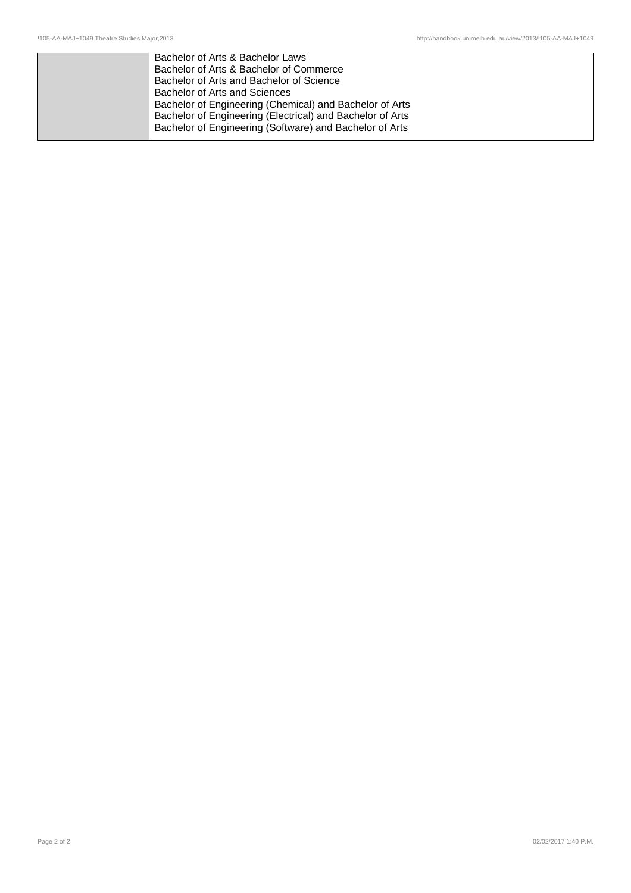| | |
| --- | --- |
| | Bachelor of Arts & Bachelor Laws<br>Bachelor of Arts & Bachelor of Commerce<br>Bachelor of Arts and Bachelor of Science<br>Bachelor of Arts and Sciences<br>Bachelor of Engineering (Chemical) and Bachelor of Arts<br>Bachelor of Engineering (Electrical) and Bachelor of Arts<br>Bachelor of Engineering (Software) and Bachelor of Arts |